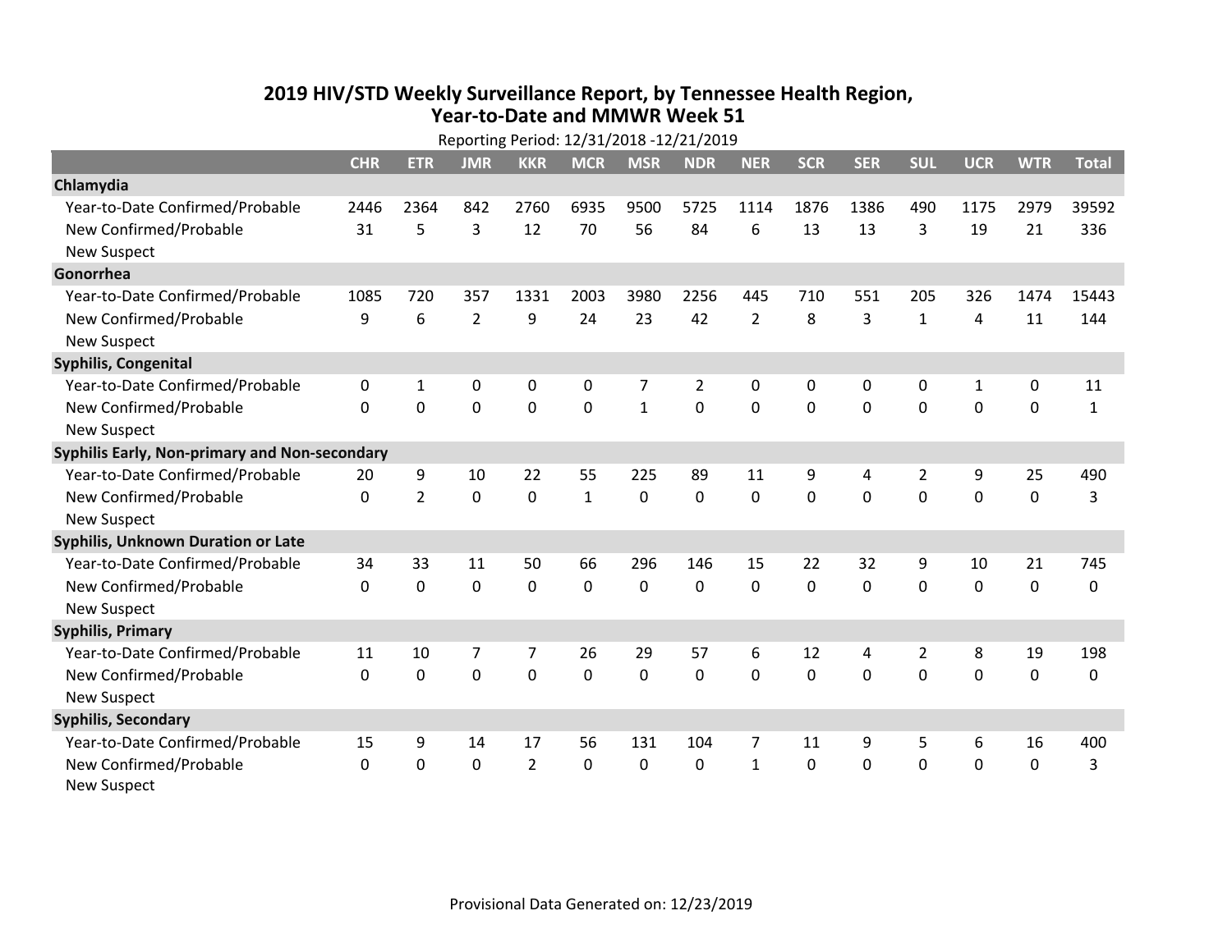# 2019 HIV/STD Weekly Surveillance Report, by Tennessee Health Region, Year-to-Date and MMWR Week 51

Reporting Period: 12/31/2018 -12/21/2019

| | CHR | ETR | JMR | KKR | MCR | MSR | NDR | NER | SCR | SER | SUL | UCR | WTR | Total |
|---|---|---|---|---|---|---|---|---|---|---|---|---|---|---|
| **Chlamydia** | | | | | | | | | | | | | | |
| Year-to-Date Confirmed/Probable | 2446 | 2364 | 842 | 2760 | 6935 | 9500 | 5725 | 1114 | 1876 | 1386 | 490 | 1175 | 2979 | 39592 |
| New Confirmed/Probable | 31 | 5 | 3 | 12 | 70 | 56 | 84 | 6 | 13 | 13 | 3 | 19 | 21 | 336 |
| New Suspect | | | | | | | | | | | | | | |
| **Gonorrhea** | | | | | | | | | | | | | | |
| Year-to-Date Confirmed/Probable | 1085 | 720 | 357 | 1331 | 2003 | 3980 | 2256 | 445 | 710 | 551 | 205 | 326 | 1474 | 15443 |
| New Confirmed/Probable | 9 | 6 | 2 | 9 | 24 | 23 | 42 | 2 | 8 | 3 | 1 | 4 | 11 | 144 |
| New Suspect | | | | | | | | | | | | | | |
| **Syphilis, Congenital** | | | | | | | | | | | | | | |
| Year-to-Date Confirmed/Probable | 0 | 1 | 0 | 0 | 0 | 7 | 2 | 0 | 0 | 0 | 0 | 1 | 0 | 11 |
| New Confirmed/Probable | 0 | 0 | 0 | 0 | 0 | 1 | 0 | 0 | 0 | 0 | 0 | 0 | 0 | 1 |
| New Suspect | | | | | | | | | | | | | | |
| **Syphilis Early, Non-primary and Non-secondary** | | | | | | | | | | | | | | |
| Year-to-Date Confirmed/Probable | 20 | 9 | 10 | 22 | 55 | 225 | 89 | 11 | 9 | 4 | 2 | 9 | 25 | 490 |
| New Confirmed/Probable | 0 | 2 | 0 | 0 | 1 | 0 | 0 | 0 | 0 | 0 | 0 | 0 | 0 | 3 |
| New Suspect | | | | | | | | | | | | | | |
| **Syphilis, Unknown Duration or Late** | | | | | | | | | | | | | | |
| Year-to-Date Confirmed/Probable | 34 | 33 | 11 | 50 | 66 | 296 | 146 | 15 | 22 | 32 | 9 | 10 | 21 | 745 |
| New Confirmed/Probable | 0 | 0 | 0 | 0 | 0 | 0 | 0 | 0 | 0 | 0 | 0 | 0 | 0 | 0 |
| New Suspect | | | | | | | | | | | | | | |
| **Syphilis, Primary** | | | | | | | | | | | | | | |
| Year-to-Date Confirmed/Probable | 11 | 10 | 7 | 7 | 26 | 29 | 57 | 6 | 12 | 4 | 2 | 8 | 19 | 198 |
| New Confirmed/Probable | 0 | 0 | 0 | 0 | 0 | 0 | 0 | 0 | 0 | 0 | 0 | 0 | 0 | 0 |
| New Suspect | | | | | | | | | | | | | | |
| **Syphilis, Secondary** | | | | | | | | | | | | | | |
| Year-to-Date Confirmed/Probable | 15 | 9 | 14 | 17 | 56 | 131 | 104 | 7 | 11 | 9 | 5 | 6 | 16 | 400 |
| New Confirmed/Probable | 0 | 0 | 0 | 2 | 0 | 0 | 0 | 1 | 0 | 0 | 0 | 0 | 0 | 3 |
| New Suspect | | | | | | | | | | | | | | |

Provisional Data Generated on: 12/23/2019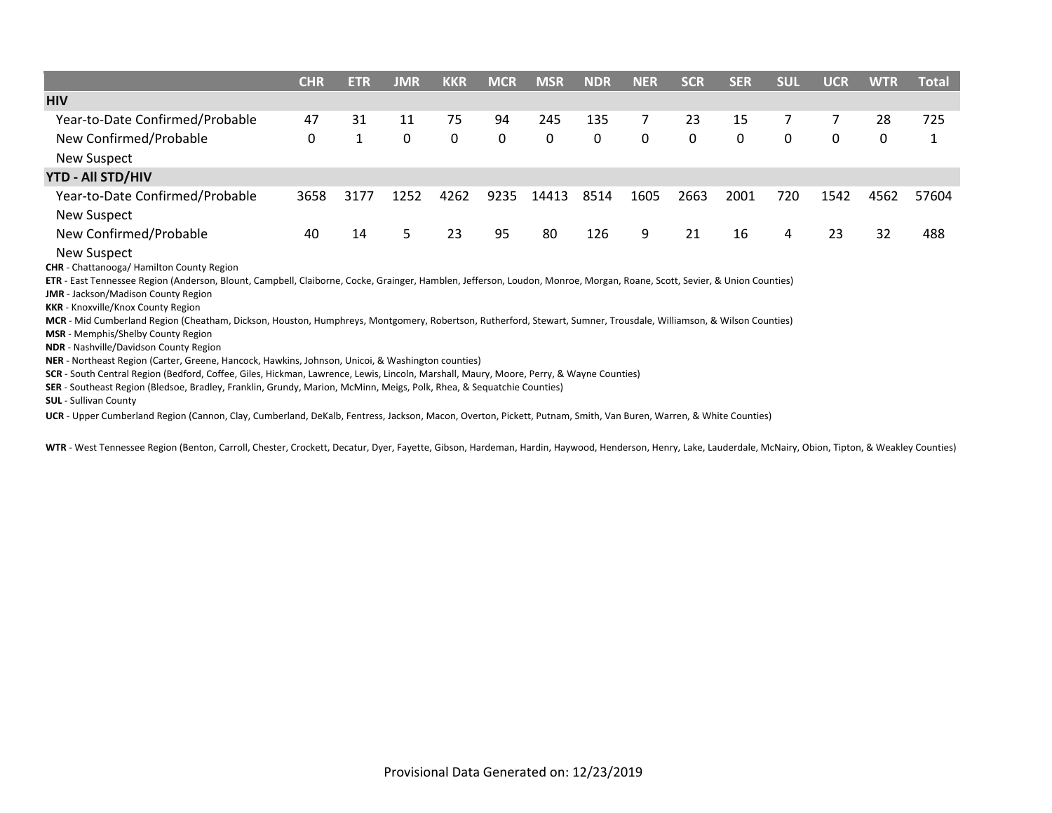| | CHR | ETR | JMR | KKR | MCR | MSR | NDR | NER | SCR | SER | SUL | UCR | WTR | Total |
|---|---|---|---|---|---|---|---|---|---|---|---|---|---|---|
| **HIV** | | | | | | | | | | | | | | |
| Year-to-Date Confirmed/Probable | 47 | 31 | 11 | 75 | 94 | 245 | 135 | 7 | 23 | 15 | 7 | 7 | 28 | 725 |
| New Confirmed/Probable | 0 | 1 | 0 | 0 | 0 | 0 | 0 | 0 | 0 | 0 | 0 | 0 | 0 | 1 |
| New Suspect | | | | | | | | | | | | | | |
| **YTD - All STD/HIV** | | | | | | | | | | | | | | |
| Year-to-Date Confirmed/Probable | 3658 | 3177 | 1252 | 4262 | 9235 | 14413 | 8514 | 1605 | 2663 | 2001 | 720 | 1542 | 4562 | 57604 |
| New Suspect | | | | | | | | | | | | | | |
| New Confirmed/Probable | 40 | 14 | 5 | 23 | 95 | 80 | 126 | 9 | 21 | 16 | 4 | 23 | 32 | 488 |
| New Suspect | | | | | | | | | | | | | | |

**CHR** - Chattanooga/ Hamilton County Region

**ETR** - East Tennessee Region (Anderson, Blount, Campbell, Claiborne, Cocke, Grainger, Hamblen, Jefferson, Loudon, Monroe, Morgan, Roane, Scott, Sevier, & Union Counties)

**JMR** - Jackson/Madison County Region

**KKR** - Knoxville/Knox County Region

**MCR** - Mid Cumberland Region (Cheatham, Dickson, Houston, Humphreys, Montgomery, Robertson, Rutherford, Stewart, Sumner, Trousdale, Williamson, & Wilson Counties)

**MSR** - Memphis/Shelby County Region

**NDR** - Nashville/Davidson County Region

**NER** - Northeast Region (Carter, Greene, Hancock, Hawkins, Johnson, Unicoi, & Washington counties)

**SCR** - South Central Region (Bedford, Coffee, Giles, Hickman, Lawrence, Lewis, Lincoln, Marshall, Maury, Moore, Perry, & Wayne Counties)

**SER** - Southeast Region (Bledsoe, Bradley, Franklin, Grundy, Marion, McMinn, Meigs, Polk, Rhea, & Sequatchie Counties)

**SUL** - Sullivan County

**UCR** - Upper Cumberland Region (Cannon, Clay, Cumberland, DeKalb, Fentress, Jackson, Macon, Overton, Pickett, Putnam, Smith, Van Buren, Warren, & White Counties)

**WTR** - West Tennessee Region (Benton, Carroll, Chester, Crockett, Decatur, Dyer, Fayette, Gibson, Hardeman, Hardin, Haywood, Henderson, Henry, Lake, Lauderdale, McNairy, Obion, Tipton, & Weakley Counties)

Provisional Data Generated on: 12/23/2019